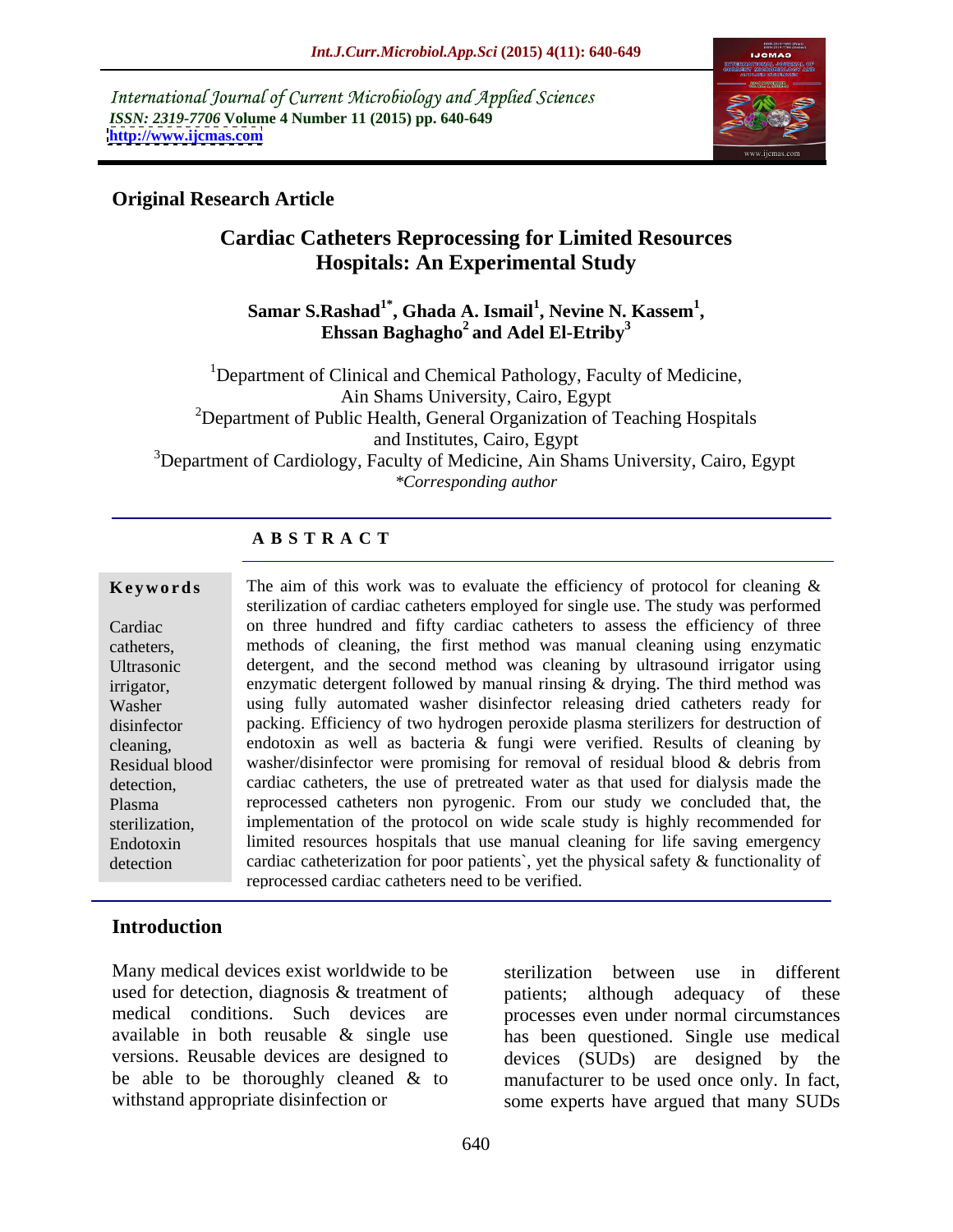International Journal of Current Microbiology and Applied Sciences
*ISSN: 2319-7706* **Volume 4 Number 11 (2015) pp. 640-649**
**http://www.ijcmas.com**

**Original Research Article**

# Cardiac Catheters Reprocessing for Limited Resources Hospitals: An Experimental Study

**Samar S.Rashad[1*], Ghada A. Ismail[1], Nevine N. Kassem[1], Ehssan Baghagho[2] and Adel El-Etriby[3]**

[1]Department of Clinical and Chemical Pathology, Faculty of Medicine, Ain Shams University, Cairo, Egypt
[2]Department of Public Health, General Organization of Teaching Hospitals and Institutes, Cairo, Egypt
[3]Department of Cardiology, Faculty of Medicine, Ain Shams University, Cairo, Egypt
*\*Corresponding author*

## ABSTRACT

**Keywords**

Cardiac catheters, Ultrasonic irrigator, Washer disinfector cleaning, Residual blood detection, Plasma sterilization, Endotoxin detection

The aim of this work was to evaluate the efficiency of protocol for cleaning & sterilization of cardiac catheters employed for single use. The study was performed on three hundred and fifty cardiac catheters to assess the efficiency of three methods of cleaning, the first method was manual cleaning using enzymatic detergent, and the second method was cleaning by ultrasound irrigator using enzymatic detergent followed by manual rinsing & drying. The third method was using fully automated washer disinfector releasing dried catheters ready for packing. Efficiency of two hydrogen peroxide plasma sterilizers for destruction of endotoxin as well as bacteria & fungi were verified. Results of cleaning by washer/disinfector were promising for removal of residual blood & debris from cardiac catheters, the use of pretreated water as that used for dialysis made the reprocessed catheters non pyrogenic. From our study we concluded that, the implementation of the protocol on wide scale study is highly recommended for limited resources hospitals that use manual cleaning for life saving emergency cardiac catheterization for poor patients`, yet the physical safety & functionality of reprocessed cardiac catheters need to be verified.

## Introduction

Many medical devices exist worldwide to be used for detection, diagnosis & treatment of medical conditions. Such devices are available in both reusable & single use versions. Reusable devices are designed to be able to be thoroughly cleaned & to withstand appropriate disinfection or sterilization between use in different patients; although adequacy of these processes even under normal circumstances has been questioned. Single use medical devices (SUDs) are designed by the manufacturer to be used once only. In fact, some experts have argued that many SUDs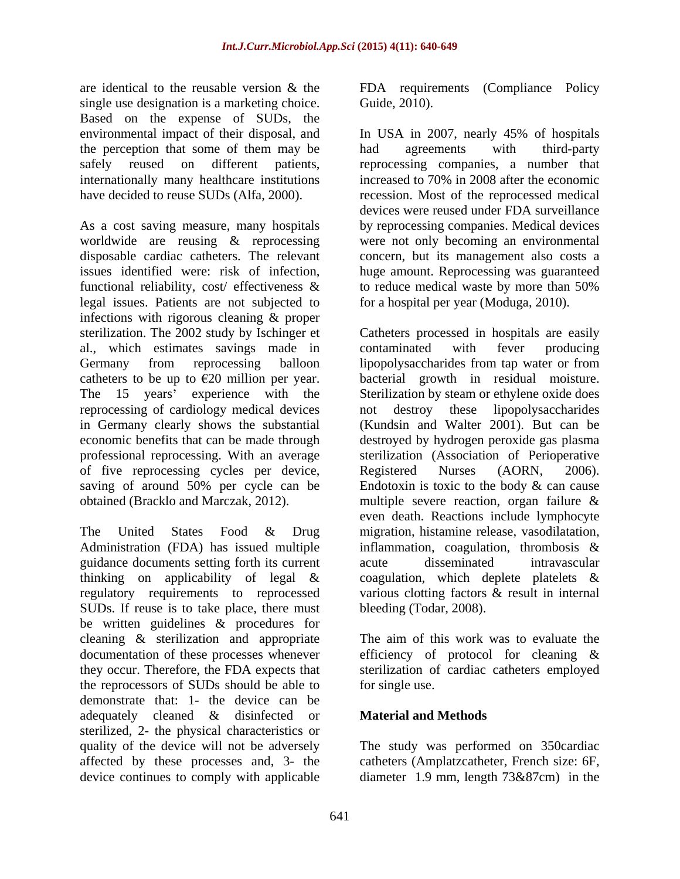are identical to the reusable version & the single use designation is a marketing choice. Based on the expense of SUDs, the environmental impact of their disposal, and the perception that some of them may be safely reused on different patients, internationally many healthcare institutions have decided to reuse SUDs (Alfa, 2000).

As a cost saving measure, many hospitals worldwide are reusing & reprocessing disposable cardiac catheters. The relevant issues identified were: risk of infection, functional reliability, cost/ effectiveness & legal issues. Patients are not subjected to infections with rigorous cleaning & proper sterilization. The 2002 study by Ischinger et al., which estimates savings made in Germany from reprocessing balloon catheters to be up to €20 million per year. The 15 years' experience with the reprocessing of cardiology medical devices in Germany clearly shows the substantial economic benefits that can be made through professional reprocessing. With an average of five reprocessing cycles per device, saving of around 50% per cycle can be obtained (Bracklo and Marczak, 2012).

The United States Food & Drug Administration (FDA) has issued multiple guidance documents setting forth its current thinking on applicability of legal & regulatory requirements to reprocessed SUDs. If reuse is to take place, there must be written guidelines & procedures for cleaning & sterilization and appropriate documentation of these processes whenever they occur. Therefore, the FDA expects that the reprocessors of SUDs should be able to demonstrate that: 1- the device can be adequately cleaned & disinfected or sterilized, 2- the physical characteristics or quality of the device will not be adversely affected by these processes and, 3- the device continues to comply with applicable FDA requirements (Compliance Policy Guide, 2010).

In USA in 2007, nearly 45% of hospitals had agreements with third-party reprocessing companies, a number that increased to 70% in 2008 after the economic recession. Most of the reprocessed medical devices were reused under FDA surveillance by reprocessing companies. Medical devices were not only becoming an environmental concern, but its management also costs a huge amount. Reprocessing was guaranteed to reduce medical waste by more than 50% for a hospital per year (Moduga, 2010).

Catheters processed in hospitals are easily contaminated with fever producing lipopolysaccharides from tap water or from bacterial growth in residual moisture. Sterilization by steam or ethylene oxide does not destroy these lipopolysaccharides (Kundsin and Walter 2001). But can be destroyed by hydrogen peroxide gas plasma sterilization (Association of Perioperative Registered Nurses (AORN, 2006). Endotoxin is toxic to the body & can cause multiple severe reaction, organ failure & even death. Reactions include lymphocyte migration, histamine release, vasodilatation, inflammation, coagulation, thrombosis & acute disseminated intravascular coagulation, which deplete platelets & various clotting factors & result in internal bleeding (Todar, 2008).

The aim of this work was to evaluate the efficiency of protocol for cleaning & sterilization of cardiac catheters employed for single use.

## Material and Methods

The study was performed on 350cardiac catheters (Amplatzcatheter, French size: 6F, diameter 1.9 mm, length 73&87cm) in the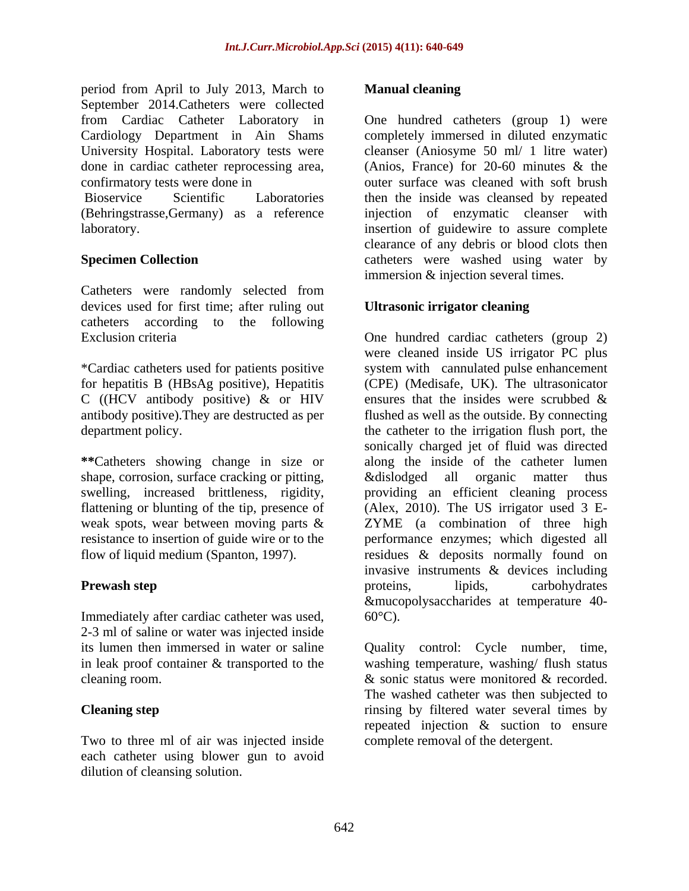period from April to July 2013, March to September 2014.Catheters were collected from Cardiac Catheter Laboratory in Cardiology Department in Ain Shams University Hospital. Laboratory tests were done in cardiac catheter reprocessing area, confirmatory tests were done in Bioservice Scientific Laboratories (Behringstrasse,Germany) as a reference laboratory.

**Specimen Collection**

Catheters were randomly selected from devices used for first time; after ruling out catheters according to the following Exclusion criteria

*Cardiac catheters used for patients positive for hepatitis B (HBsAg positive), Hepatitis C ((HCV antibody positive) & or HIV antibody positive).They are destructed as per department policy.

**Catheters showing change in size or shape, corrosion, surface cracking or pitting, swelling, increased brittleness, rigidity, flattening or blunting of the tip, presence of weak spots, wear between moving parts & resistance to insertion of guide wire or to the flow of liquid medium (Spanton, 1997).

**Prewash step**

Immediately after cardiac catheter was used, 2-3 ml of saline or water was injected inside its lumen then immersed in water or saline in leak proof container & transported to the cleaning room.

**Cleaning step**

Two to three ml of air was injected inside each catheter using blower gun to avoid dilution of cleansing solution.

**Manual cleaning**

One hundred catheters (group 1) were completely immersed in diluted enzymatic cleanser (Aniosyme 50 ml/ 1 litre water) (Anios, France) for 20-60 minutes & the outer surface was cleaned with soft brush then the inside was cleansed by repeated injection of enzymatic cleanser with insertion of guidewire to assure complete clearance of any debris or blood clots then catheters were washed using water by immersion & injection several times.

**Ultrasonic irrigator cleaning**

One hundred cardiac catheters (group 2) were cleaned inside US irrigator PC plus system with cannulated pulse enhancement (CPE) (Medisafe, UK). The ultrasonicator ensures that the insides were scrubbed & flushed as well as the outside. By connecting the catheter to the irrigation flush port, the sonically charged jet of fluid was directed along the inside of the catheter lumen &dislodged all organic matter thus providing an efficient cleaning process (Alex, 2010). The US irrigator used 3 E-ZYME (a combination of three high performance enzymes; which digested all residues & deposits normally found on invasive instruments & devices including proteins, lipids, carbohydrates &mucopolysaccharides at temperature 40-60°C).

Quality control: Cycle number, time, washing temperature, washing/ flush status & sonic status were monitored & recorded. The washed catheter was then subjected to rinsing by filtered water several times by repeated injection & suction to ensure complete removal of the detergent.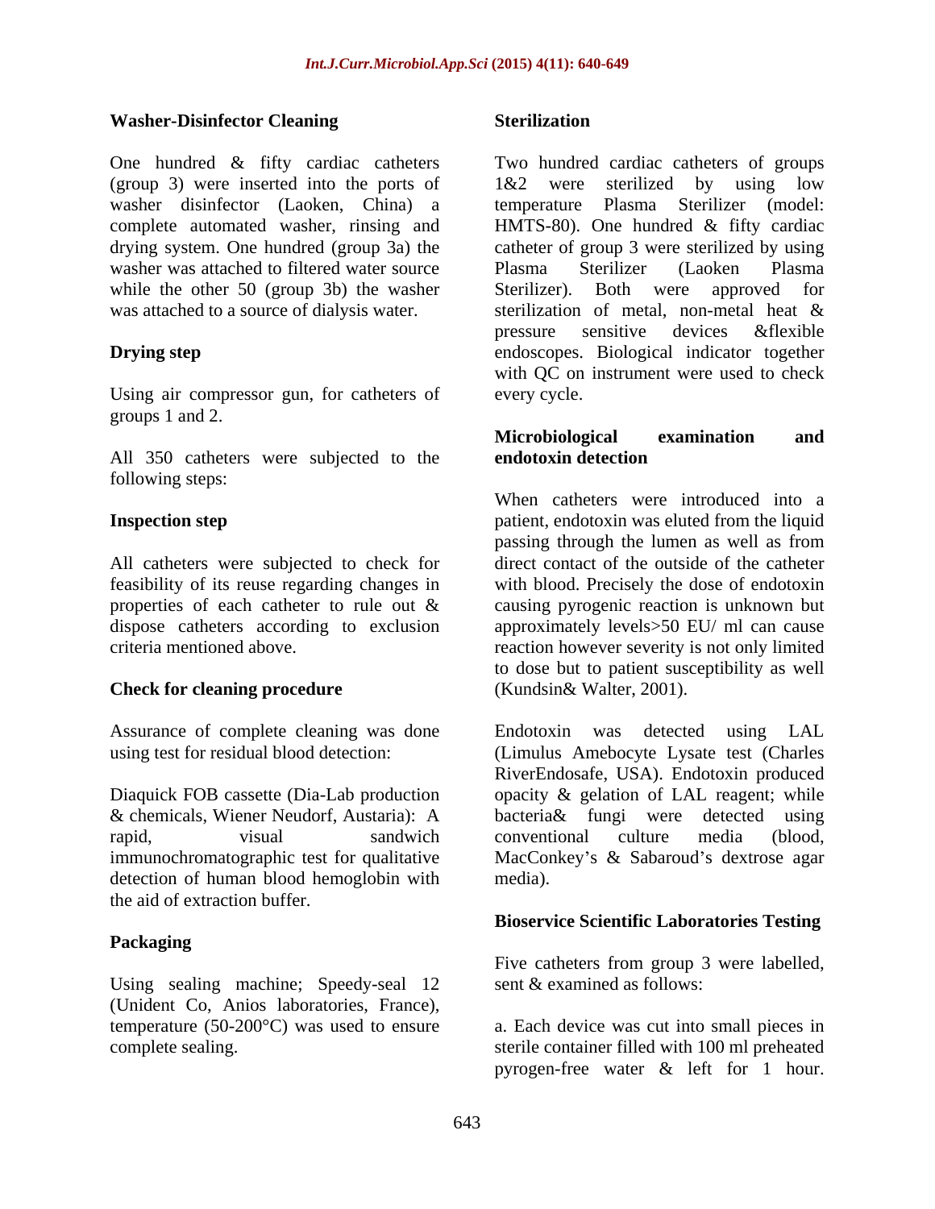### Washer-Disinfector Cleaning

One hundred & fifty cardiac catheters (group 3) were inserted into the ports of washer disinfector (Laoken, China) a complete automated washer, rinsing and drying system. One hundred (group 3a) the washer was attached to filtered water source while the other 50 (group 3b) the washer was attached to a source of dialysis water.

### Drying step

Using air compressor gun, for catheters of groups 1 and 2.

All 350 catheters were subjected to the following steps:

### Inspection step

All catheters were subjected to check for feasibility of its reuse regarding changes in properties of each catheter to rule out & dispose catheters according to exclusion criteria mentioned above.

### Check for cleaning procedure

Assurance of complete cleaning was done using test for residual blood detection:

Diaquick FOB cassette (Dia-Lab production & chemicals, Wiener Neudorf, Austaria): A rapid, visual sandwich immunochromatographic test for qualitative detection of human blood hemoglobin with the aid of extraction buffer.

### Packaging

Using sealing machine; Speedy-seal 12 (Unident Co, Anios laboratories, France), temperature (50-200°C) was used to ensure complete sealing.

### Sterilization

Two hundred cardiac catheters of groups 1&2 were sterilized by using low temperature Plasma Sterilizer (model: HMTS-80). One hundred & fifty cardiac catheter of group 3 were sterilized by using Plasma Sterilizer (Laoken Plasma Sterilizer). Both were approved for sterilization of metal, non-metal heat & pressure sensitive devices &flexible endoscopes. Biological indicator together with QC on instrument were used to check every cycle.

### Microbiological examination and endotoxin detection

When catheters were introduced into a patient, endotoxin was eluted from the liquid passing through the lumen as well as from direct contact of the outside of the catheter with blood. Precisely the dose of endotoxin causing pyrogenic reaction is unknown but approximately levels>50 EU/ ml can cause reaction however severity is not only limited to dose but to patient susceptibility as well (Kundsin& Walter, 2001).

Endotoxin was detected using LAL (Limulus Amebocyte Lysate test (Charles RiverEndosafe, USA). Endotoxin produced opacity & gelation of LAL reagent; while bacteria& fungi were detected using conventional culture media (blood, MacConkey's & Sabaroud's dextrose agar media).

### Bioservice Scientific Laboratories Testing

Five catheters from group 3 were labelled, sent & examined as follows:

a. Each device was cut into small pieces in sterile container filled with 100 ml preheated pyrogen-free water & left for 1 hour.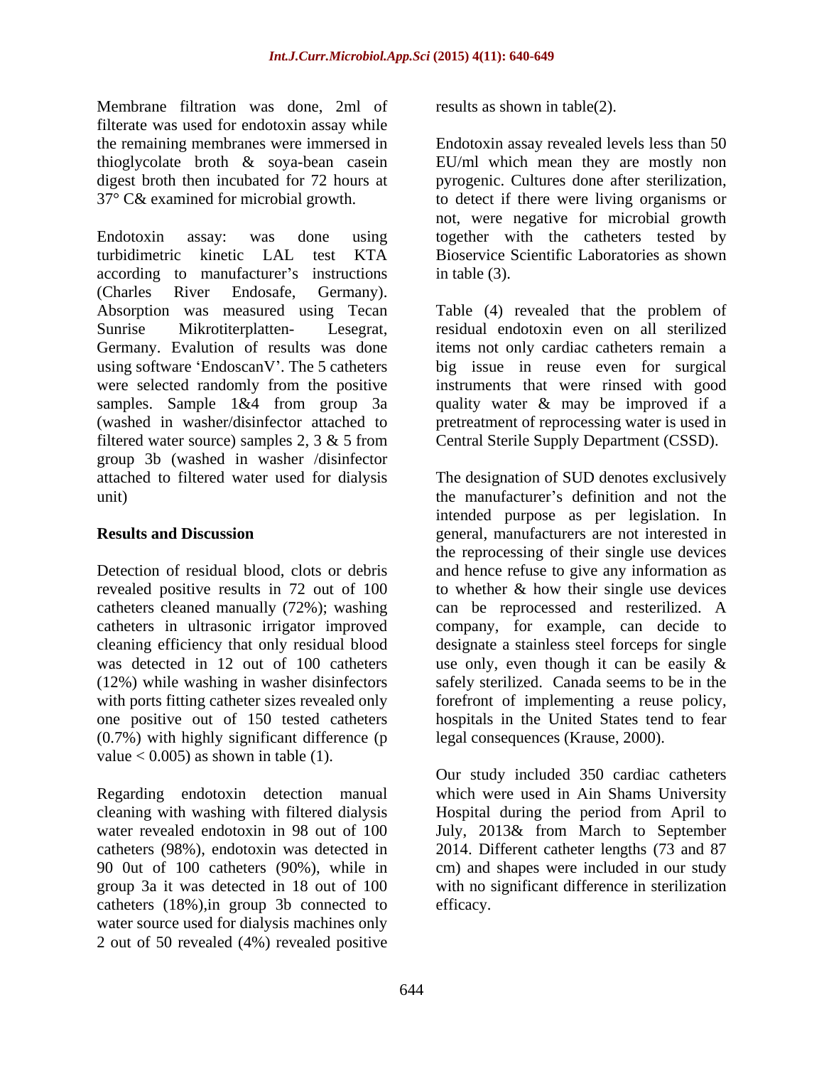Membrane filtration was done, 2ml of filtrate was used for endotoxin assay while the remaining membranes were immersed in thioglycolate broth & soya-bean casein digest broth then incubated for 72 hours at 37° C& examined for microbial growth.

Endotoxin assay: was done using turbidimetric kinetic LAL test KTA according to manufacturer's instructions (Charles River Endosafe, Germany). Absorption was measured using Tecan Sunrise Mikrotiterplatten- Lesegrat, Germany. Evalution of results was done using software 'EndoscanV'. The 5 catheters were selected randomly from the positive samples. Sample 1&4 from group 3a (washed in washer/disinfector attached to filtered water source) samples 2, 3 & 5 from group 3b (washed in washer /disinfector attached to filtered water used for dialysis unit)

## Results and Discussion

Detection of residual blood, clots or debris revealed positive results in 72 out of 100 catheters cleaned manually (72%); washing catheters in ultrasonic irrigator improved cleaning efficiency that only residual blood was detected in 12 out of 100 catheters (12%) while washing in washer disinfectors with ports fitting catheter sizes revealed only one positive out of 150 tested catheters (0.7%) with highly significant difference (p value $< 0.005$) as shown in table (1).

Regarding endotoxin detection manual cleaning with washing with filtered dialysis water revealed endotoxin in 98 out of 100 catheters (98%), endotoxin was detected in 90 0ut of 100 catheters (90%), while in group 3a it was detected in 18 out of 100 catheters (18%),in group 3b connected to water source used for dialysis machines only 2 out of 50 revealed (4%) revealed positive results as shown in table(2).

Endotoxin assay revealed levels less than 50 EU/ml which mean they are mostly non pyrogenic. Cultures done after sterilization, to detect if there were living organisms or not, were negative for microbial growth together with the catheters tested by Bioservice Scientific Laboratories as shown in table (3).

Table (4) revealed that the problem of residual endotoxin even on all sterilized items not only cardiac catheters remain a big issue in reuse even for surgical instruments that were rinsed with good quality water & may be improved if a pretreatment of reprocessing water is used in Central Sterile Supply Department (CSSD).

The designation of SUD denotes exclusively the manufacturer's definition and not the intended purpose as per legislation. In general, manufacturers are not interested in the reprocessing of their single use devices and hence refuse to give any information as to whether & how their single use devices can be reprocessed and resterilized. A company, for example, can decide to designate a stainless steel forceps for single use only, even though it can be easily & safely sterilized. Canada seems to be in the forefront of implementing a reuse policy, hospitals in the United States tend to fear legal consequences (Krause, 2000).

Our study included 350 cardiac catheters which were used in Ain Shams University Hospital during the period from April to July, 2013& from March to September 2014. Different catheter lengths (73 and 87 cm) and shapes were included in our study with no significant difference in sterilization efficacy.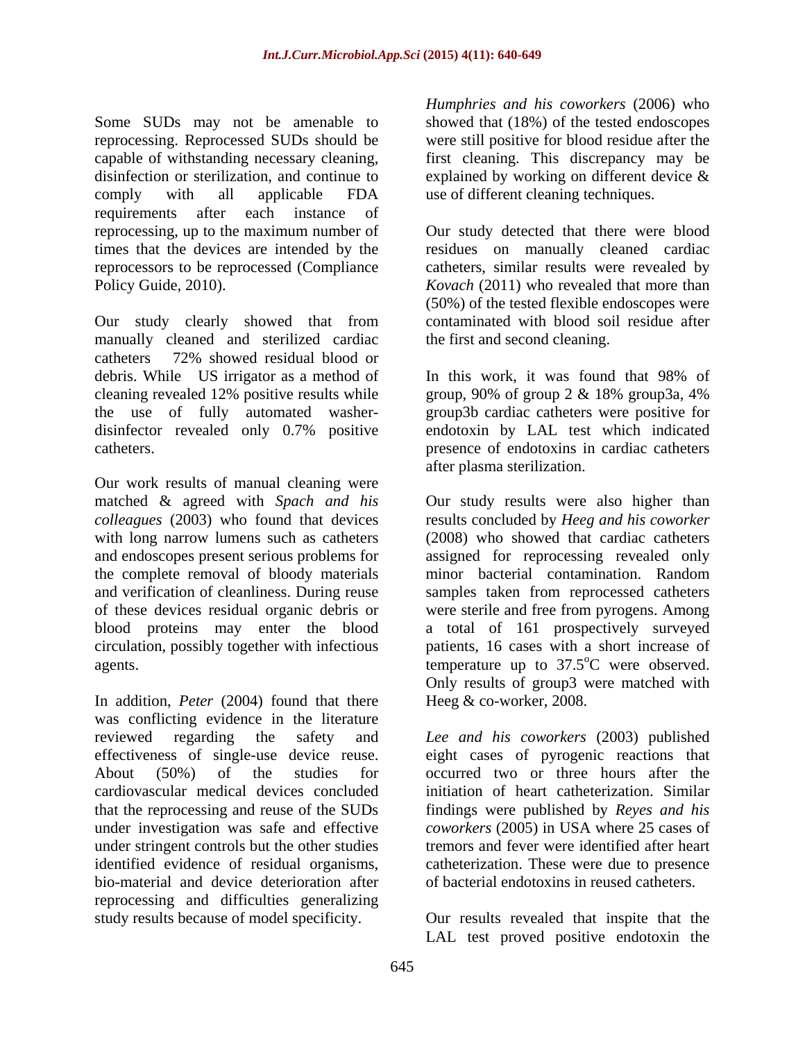Some SUDs may not be amenable to reprocessing. Reprocessed SUDs should be capable of withstanding necessary cleaning, disinfection or sterilization, and continue to comply with all applicable FDA requirements after each instance of reprocessing, up to the maximum number of times that the devices are intended by the reprocessors to be reprocessed (Compliance Policy Guide, 2010).

Our study clearly showed that from manually cleaned and sterilized cardiac catheters 72% showed residual blood or debris. While US irrigator as a method of cleaning revealed 12% positive results while the use of fully automated washer-disinfector revealed only 0.7% positive catheters.

Our work results of manual cleaning were matched & agreed with *Spach and his colleagues* (2003) who found that devices with long narrow lumens such as catheters and endoscopes present serious problems for the complete removal of bloody materials and verification of cleanliness. During reuse of these devices residual organic debris or blood proteins may enter the blood circulation, possibly together with infectious agents.

In addition, *Peter* (2004) found that there was conflicting evidence in the literature reviewed regarding the safety and effectiveness of single-use device reuse. About (50%) of the studies for cardiovascular medical devices concluded that the reprocessing and reuse of the SUDs under investigation was safe and effective under stringent controls but the other studies identified evidence of residual organisms, bio-material and device deterioration after reprocessing and difficulties generalizing study results because of model specificity.

*Humphries and his coworkers* (2006) who showed that (18%) of the tested endoscopes were still positive for blood residue after the first cleaning. This discrepancy may be explained by working on different device & use of different cleaning techniques.

Our study detected that there were blood residues on manually cleaned cardiac catheters, similar results were revealed by *Kovach* (2011) who revealed that more than (50%) of the tested flexible endoscopes were contaminated with blood soil residue after the first and second cleaning.

In this work, it was found that 98% of group, 90% of group 2 & 18% group3a, 4% group3b cardiac catheters were positive for endotoxin by LAL test which indicated presence of endotoxins in cardiac catheters after plasma sterilization.

Our study results were also higher than results concluded by *Heeg and his coworker* (2008) who showed that cardiac catheters assigned for reprocessing revealed only minor bacterial contamination. Random samples taken from reprocessed catheters were sterile and free from pyrogens. Among a total of 161 prospectively surveyed patients, 16 cases with a short increase of temperature up to 37.5°C were observed. Only results of group3 were matched with Heeg & co-worker, 2008.

*Lee and his coworkers* (2003) published eight cases of pyrogenic reactions that occurred two or three hours after the initiation of heart catheterization. Similar findings were published by *Reyes and his coworkers* (2005) in USA where 25 cases of tremors and fever were identified after heart catheterization. These were due to presence of bacterial endotoxins in reused catheters.

Our results revealed that inspite that the LAL test proved positive endotoxin the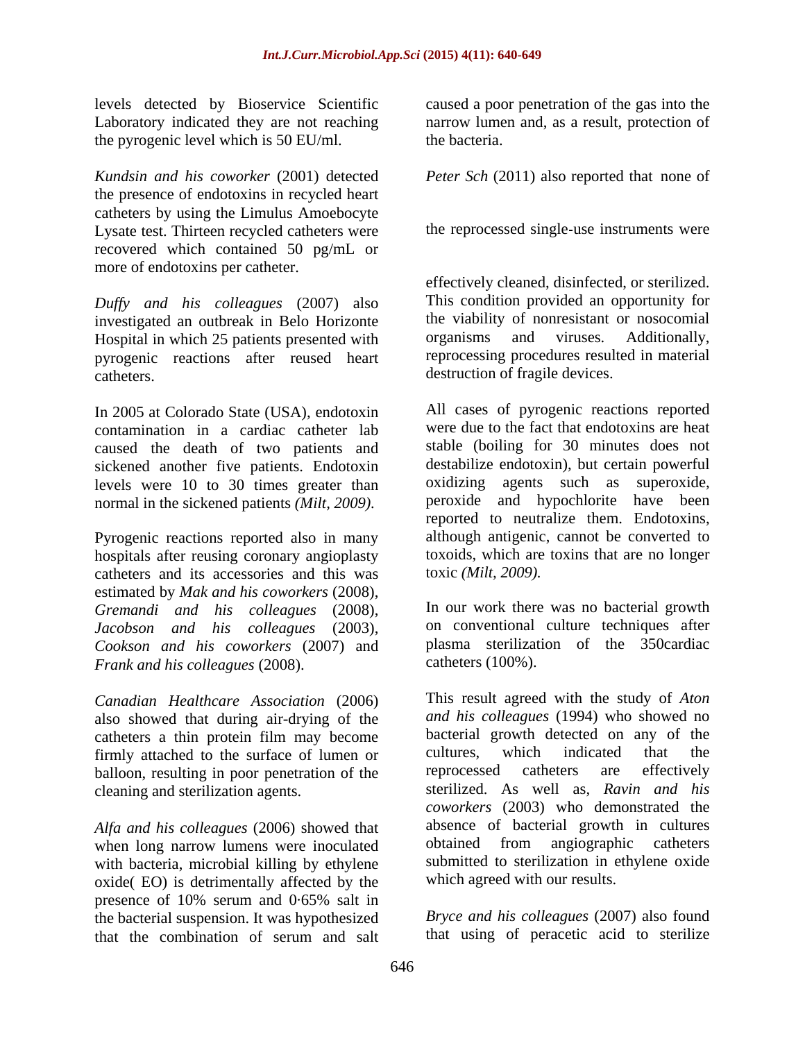levels detected by Bioservice Scientific Laboratory indicated they are not reaching the pyrogenic level which is 50 EU/ml.

*Kundsin and his coworker* (2001) detected the presence of endotoxins in recycled heart catheters by using the Limulus Amoebocyte Lysate test. Thirteen recycled catheters were recovered which contained 50 pg/mL or more of endotoxins per catheter.

*Duffy and his colleagues* (2007) also investigated an outbreak in Belo Horizonte Hospital in which 25 patients presented with pyrogenic reactions after reused heart catheters.

In 2005 at Colorado State (USA), endotoxin contamination in a cardiac catheter lab caused the death of two patients and sickened another five patients. Endotoxin levels were 10 to 30 times greater than normal in the sickened patients *(Milt, 2009).*

Pyrogenic reactions reported also in many hospitals after reusing coronary angioplasty catheters and its accessories and this was estimated by *Mak and his coworkers* (2008), *Gremandi and his colleagues* (2008), *Jacobson and his colleagues* (2003), *Cookson and his coworkers* (2007) and *Frank and his colleagues* (2008).

*Canadian Healthcare Association* (2006) also showed that during air-drying of the catheters a thin protein film may become firmly attached to the surface of lumen or balloon, resulting in poor penetration of the cleaning and sterilization agents.

*Alfa and his colleagues* (2006) showed that when long narrow lumens were inoculated with bacteria, microbial killing by ethylene oxide( EO) is detrimentally affected by the presence of 10% serum and 0·65% salt in the bacterial suspension. It was hypothesized that the combination of serum and salt caused a poor penetration of the gas into the narrow lumen and, as a result, protection of the bacteria.

*Peter Sch* (2011) also reported that none of the reprocessed single-use instruments were effectively cleaned, disinfected, or sterilized. This condition provided an opportunity for the viability of nonresistant or nosocomial organisms and viruses. Additionally, reprocessing procedures resulted in material destruction of fragile devices.

All cases of pyrogenic reactions reported were due to the fact that endotoxins are heat stable (boiling for 30 minutes does not destabilize endotoxin), but certain powerful oxidizing agents such as superoxide, peroxide and hypochlorite have been reported to neutralize them. Endotoxins, although antigenic, cannot be converted to toxoids, which are toxins that are no longer toxic *(Milt, 2009).*

In our work there was no bacterial growth on conventional culture techniques after plasma sterilization of the 350cardiac catheters (100%).

This result agreed with the study of *Aton and his colleagues* (1994) who showed no bacterial growth detected on any of the cultures, which indicated that the reprocessed catheters are effectively sterilized. As well as, *Ravin and his coworkers* (2003) who demonstrated the absence of bacterial growth in cultures obtained from angiographic catheters submitted to sterilization in ethylene oxide which agreed with our results.

*Bryce and his colleagues* (2007) also found that using of peracetic acid to sterilize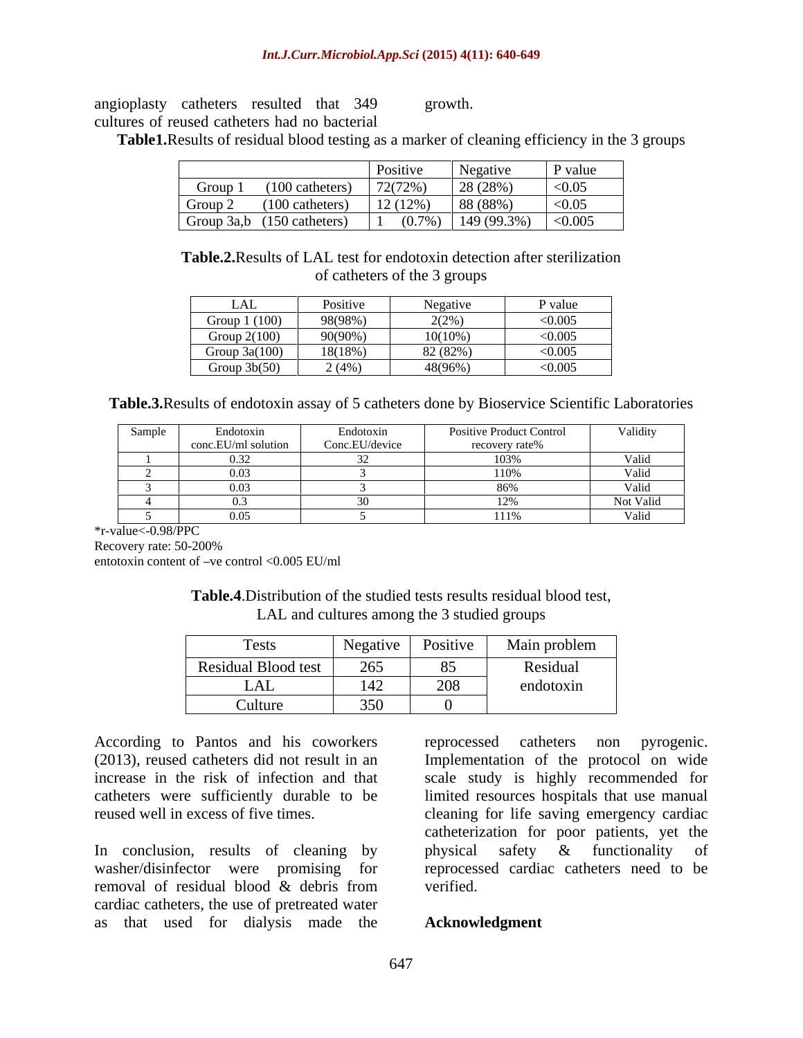angioplasty catheters resulted that 349 cultures of reused catheters had no bacterial growth.

**Table1.**Results of residual blood testing as a marker of cleaning efficiency in the 3 groups

| | Positive | Negative | P value |
|---|---|---|---|
| Group 1 (100 catheters) | 72(72%) | 28 (28%) | <0.05 |
| Group 2 (100 catheters) | 12 (12%) | 88 (88%) | <0.05 |
| Group 3a,b (150 catheters) | 1 (0.7%) | 149 (99.3%) | <0.005 |

**Table.2.**Results of LAL test for endotoxin detection after sterilization of catheters of the 3 groups

| LAL | Positive | Negative | P value |
|---|---|---|---|
| Group 1 (100) | 98(98%) | 2(2%) | <0.005 |
| Group 2(100) | 90(90%) | 10(10%) | <0.005 |
| Group 3a(100) | 18(18%) | 82 (82%) | <0.005 |
| Group 3b(50) | 2 (4%) | 48(96%) | <0.005 |

**Table.3.**Results of endotoxin assay of 5 catheters done by Bioservice Scientific Laboratories

| Sample | Endotoxin conc.EU/ml solution | Endotoxin Conc.EU/device | Positive Product Control recovery rate% | Validity |
|---|---|---|---|---|
| 1 | 0.32 | 32 | 103% | Valid |
| 2 | 0.03 | 3 | 110% | Valid |
| 3 | 0.03 | 3 | 86% | Valid |
| 4 | 0.3 | 30 | 12% | Not Valid |
| 5 | 0.05 | 5 | 111% | Valid |

*r-value<-0.98/PPC

Recovery rate: 50-200%

entotoxin content of –ve control <0.005 EU/ml

**Table.4**.Distribution of the studied tests results residual blood test, LAL and cultures among the 3 studied groups

| Tests | Negative | Positive | Main problem |
|---|---|---|---|
| Residual Blood test | 265 | 85 | Residual endotoxin |
| LAL | 142 | 208 | |
| Culture | 350 | 0 | |

According to Pantos and his coworkers (2013), reused catheters did not result in an increase in the risk of infection and that catheters were sufficiently durable to be reused well in excess of five times.

In conclusion, results of cleaning by washer/disinfector were promising for removal of residual blood & debris from cardiac catheters, the use of pretreated water as that used for dialysis made the reprocessed catheters non pyrogenic. Implementation of the protocol on wide scale study is highly recommended for limited resources hospitals that use manual cleaning for life saving emergency cardiac catheterization for poor patients, yet the physical safety & functionality of reprocessed cardiac catheters need to be verified.

## Acknowledgment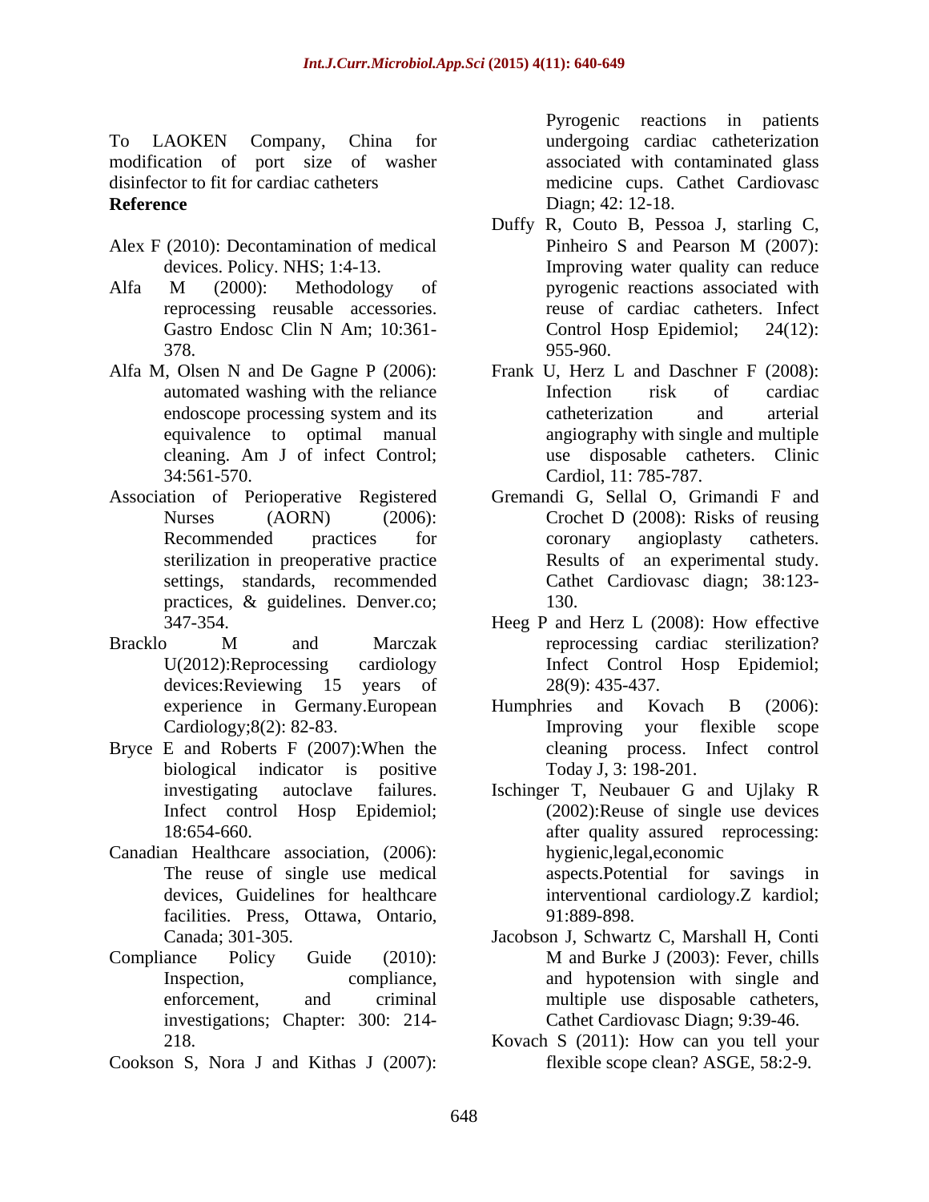To LAOKEN Company, China for modification of port size of washer disinfector to fit for cardiac catheters

**Reference**

Alex F (2010): Decontamination of medical devices. Policy. NHS; 1:4-13.

Alfa M (2000): Methodology of reprocessing reusable accessories. Gastro Endosc Clin N Am; 10:361-378.

Alfa M, Olsen N and De Gagne P (2006): automated washing with the reliance endoscope processing system and its equivalence to optimal manual cleaning. Am J of infect Control; 34:561-570.

Association of Perioperative Registered Nurses (AORN) (2006): Recommended practices for sterilization in preoperative practice settings, standards, recommended practices, & guidelines. Denver.co; 347-354.

Bracklo M and Marczak U(2012):Reprocessing cardiology devices:Reviewing 15 years of experience in Germany.European Cardiology;8(2): 82-83.

Bryce E and Roberts F (2007):When the biological indicator is positive investigating autoclave failures. Infect control Hosp Epidemiol; 18:654-660.

Canadian Healthcare association, (2006): The reuse of single use medical devices, Guidelines for healthcare facilities. Press, Ottawa, Ontario, Canada; 301-305.

Compliance Policy Guide (2010): Inspection, compliance, enforcement, and criminal investigations; Chapter: 300: 214-218.

Cookson S, Nora J and Kithas J (2007): Pyrogenic reactions in patients undergoing cardiac catheterization associated with contaminated glass medicine cups. Cathet Cardiovasc Diagn; 42: 12-18.

Duffy R, Couto B, Pessoa J, starling C, Pinheiro S and Pearson M (2007): Improving water quality can reduce pyrogenic reactions associated with reuse of cardiac catheters. Infect Control Hosp Epidemiol; 24(12): 955-960.

Frank U, Herz L and Daschner F (2008): Infection risk of cardiac catheterization and arterial angiography with single and multiple use disposable catheters. Clinic Cardiol, 11: 785-787.

Gremandi G, Sellal O, Grimandi F and Crochet D (2008): Risks of reusing coronary angioplasty catheters. Results of an experimental study. Cathet Cardiovasc diagn; 38:123-130.

Heeg P and Herz L (2008): How effective reprocessing cardiac sterilization? Infect Control Hosp Epidemiol; 28(9): 435-437.

Humphries and Kovach B (2006): Improving your flexible scope cleaning process. Infect control Today J, 3: 198-201.

Ischinger T, Neubauer G and Ujlaky R (2002):Reuse of single use devices after quality assured reprocessing: hygienic,legal,economic aspects.Potential for savings in interventional cardiology.Z kardiol; 91:889-898.

Jacobson J, Schwartz C, Marshall H, Conti M and Burke J (2003): Fever, chills and hypotension with single and multiple use disposable catheters, Cathet Cardiovasc Diagn; 9:39-46.

Kovach S (2011): How can you tell your flexible scope clean? ASGE, 58:2-9.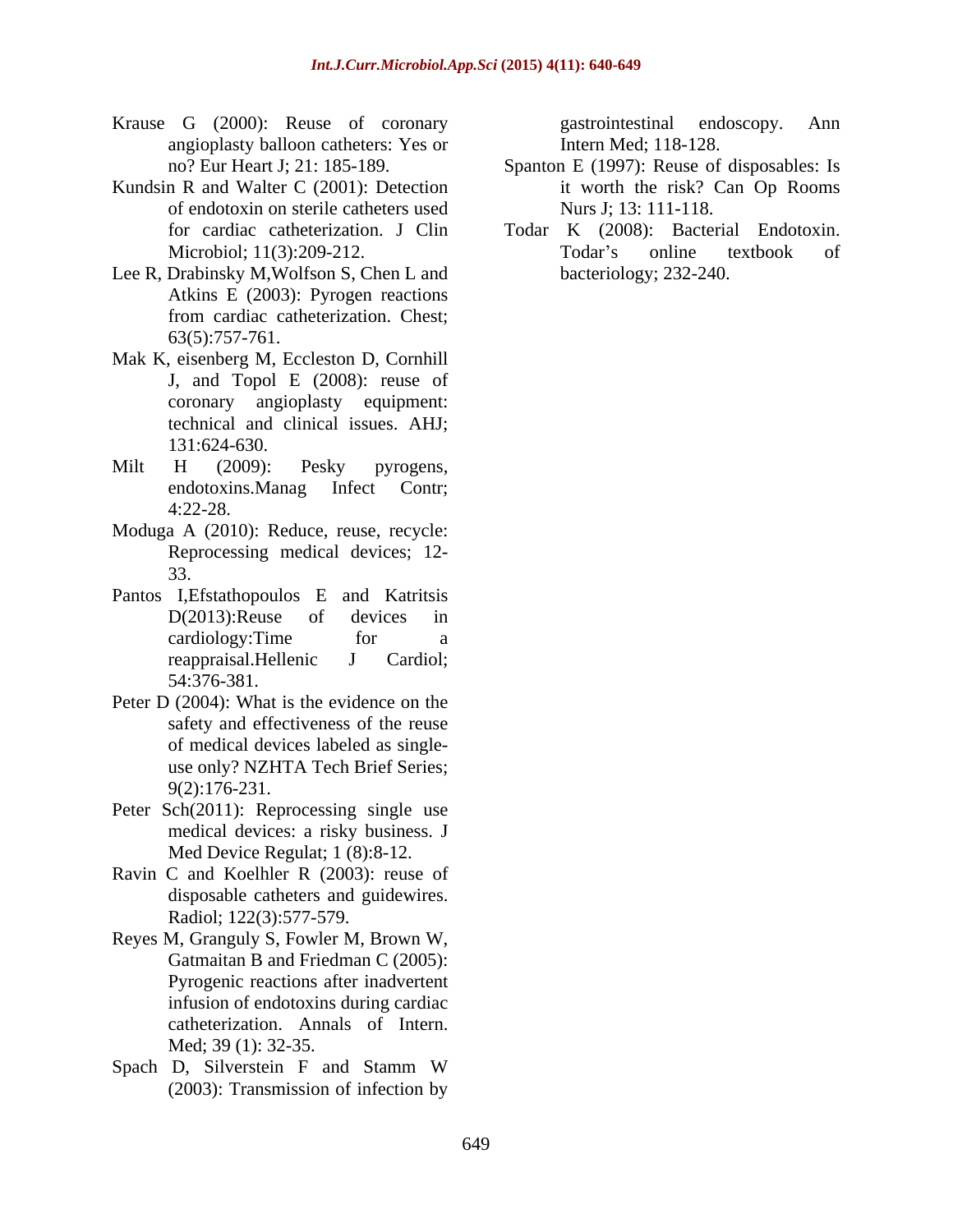Krause G (2000): Reuse of coronary angioplasty balloon catheters: Yes or no? Eur Heart J; 21: 185-189.

Kundsin R and Walter C (2001): Detection of endotoxin on sterile catheters used for cardiac catheterization. J Clin Microbiol; 11(3):209-212.

Lee R, Drabinsky M,Wolfson S, Chen L and Atkins E (2003): Pyrogen reactions from cardiac catheterization. Chest; 63(5):757-761.

Mak K, eisenberg M, Eccleston D, Cornhill J, and Topol E (2008): reuse of coronary angioplasty equipment: technical and clinical issues. AHJ; 131:624-630.

Milt H (2009): Pesky pyrogens, endotoxins.Manag Infect Contr; 4:22-28.

Moduga A (2010): Reduce, reuse, recycle: Reprocessing medical devices; 12-33.

Pantos I,Efstathopoulos E and Katritsis D(2013):Reuse of devices in cardiology:Time for a reappraisal.Hellenic J Cardiol; 54:376-381.

Peter D (2004): What is the evidence on the safety and effectiveness of the reuse of medical devices labeled as single-use only? NZHTA Tech Brief Series; 9(2):176-231.

Peter Sch(2011): Reprocessing single use medical devices: a risky business. J Med Device Regulat; 1 (8):8-12.

Ravin C and Koelhler R (2003): reuse of disposable catheters and guidewires. Radiol; 122(3):577-579.

Reyes M, Granguly S, Fowler M, Brown W, Gatmaitan B and Friedman C (2005): Pyrogenic reactions after inadvertent infusion of endotoxins during cardiac catheterization. Annals of Intern. Med; 39 (1): 32-35.

Spach D, Silverstein F and Stamm W (2003): Transmission of infection by gastrointestinal endoscopy. Ann Intern Med; 118-128.

Spanton E (1997): Reuse of disposables: Is it worth the risk? Can Op Rooms Nurs J; 13: 111-118.

Todar K (2008): Bacterial Endotoxin. Todar's online textbook of bacteriology; 232-240.